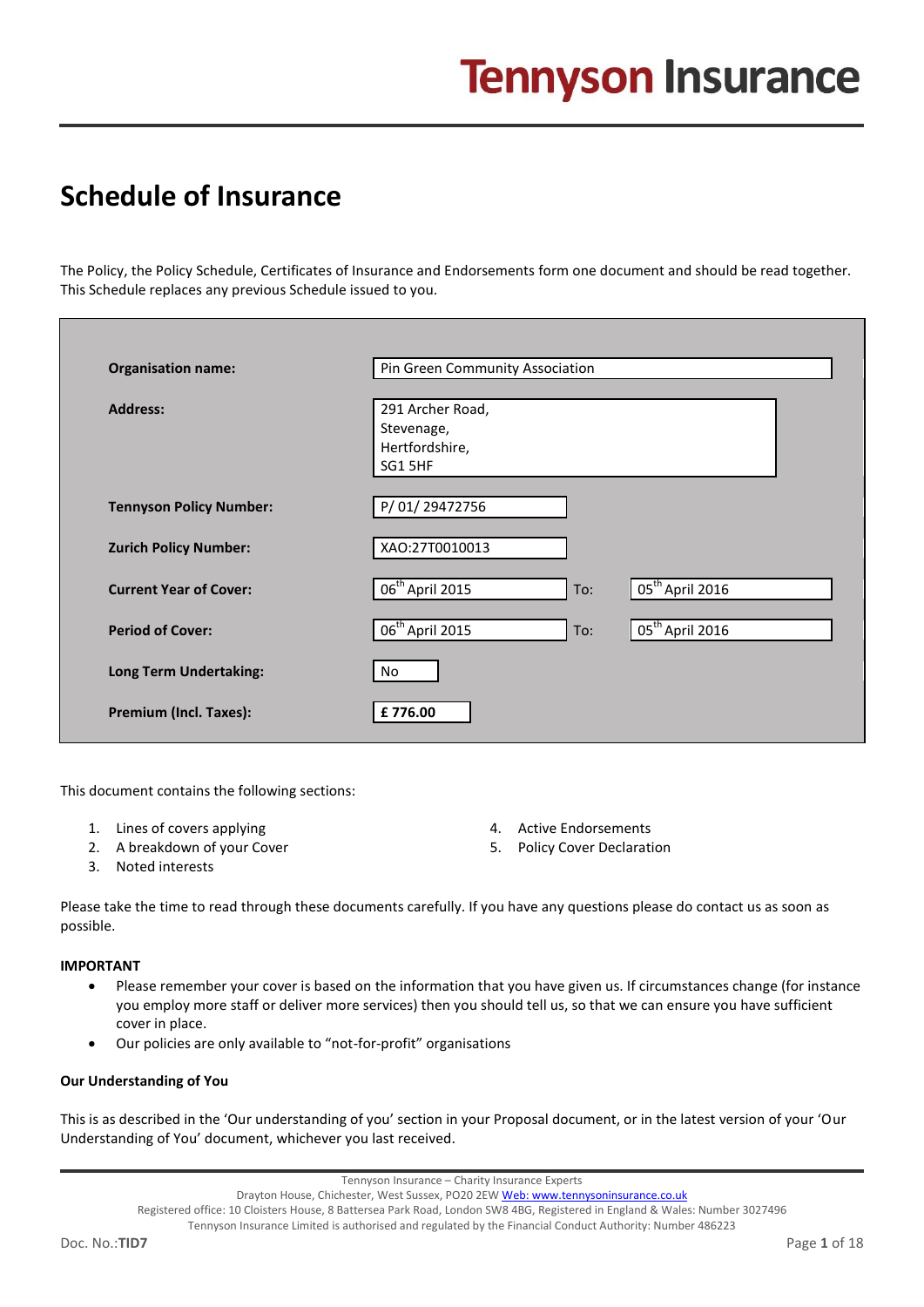# Tennyson Insurance

## Schedule of Insurance

The Policy, the Policy Schedule, Certificates of Insurance and Endorsements form one document and should be read together. This Schedule replaces any previous Schedule issued to you.

| | | | |
|---|---|---|---|
| **Organisation name:** | Pin Green Community Association | | |
| **Address:** | 291 Archer Road, Stevenage, Hertfordshire, SG1 5HF | | |
| **Tennyson Policy Number:** | P/ 01/ 29472756 | | |
| **Zurich Policy Number:** | XAO:27T0010013 | | |
| **Current Year of Cover:** | 06th April 2015 | To: | 05th April 2016 |
| **Period of Cover:** | 06th April 2015 | To: | 05th April 2016 |
| **Long Term Undertaking:** | No | | |
| **Premium (Incl. Taxes):** | **£ 776.00** | | |

This document contains the following sections:

1. Lines of covers applying
2. A breakdown of your Cover
3. Noted interests
4. Active Endorsements
5. Policy Cover Declaration

Please take the time to read through these documents carefully. If you have any questions please do contact us as soon as possible.

**IMPORTANT**

- Please remember your cover is based on the information that you have given us. If circumstances change (for instance you employ more staff or deliver more services) then you should tell us, so that we can ensure you have sufficient cover in place.
- Our policies are only available to "not-for-profit" organisations

**Our Understanding of You**

This is as described in the 'Our understanding of you' section in your Proposal document, or in the latest version of your 'Our Understanding of You' document, whichever you last received.

Tennyson Insurance – Charity Insurance Experts
Drayton House, Chichester, West Sussex, PO20 2EW Web: www.tennysoninsurance.co.uk
Registered office: 10 Cloisters House, 8 Battersea Park Road, London SW8 4BG, Registered in England & Wales: Number 3027496
Tennyson Insurance Limited is authorised and regulated by the Financial Conduct Authority: Number 486223

Doc. No.:**TID7**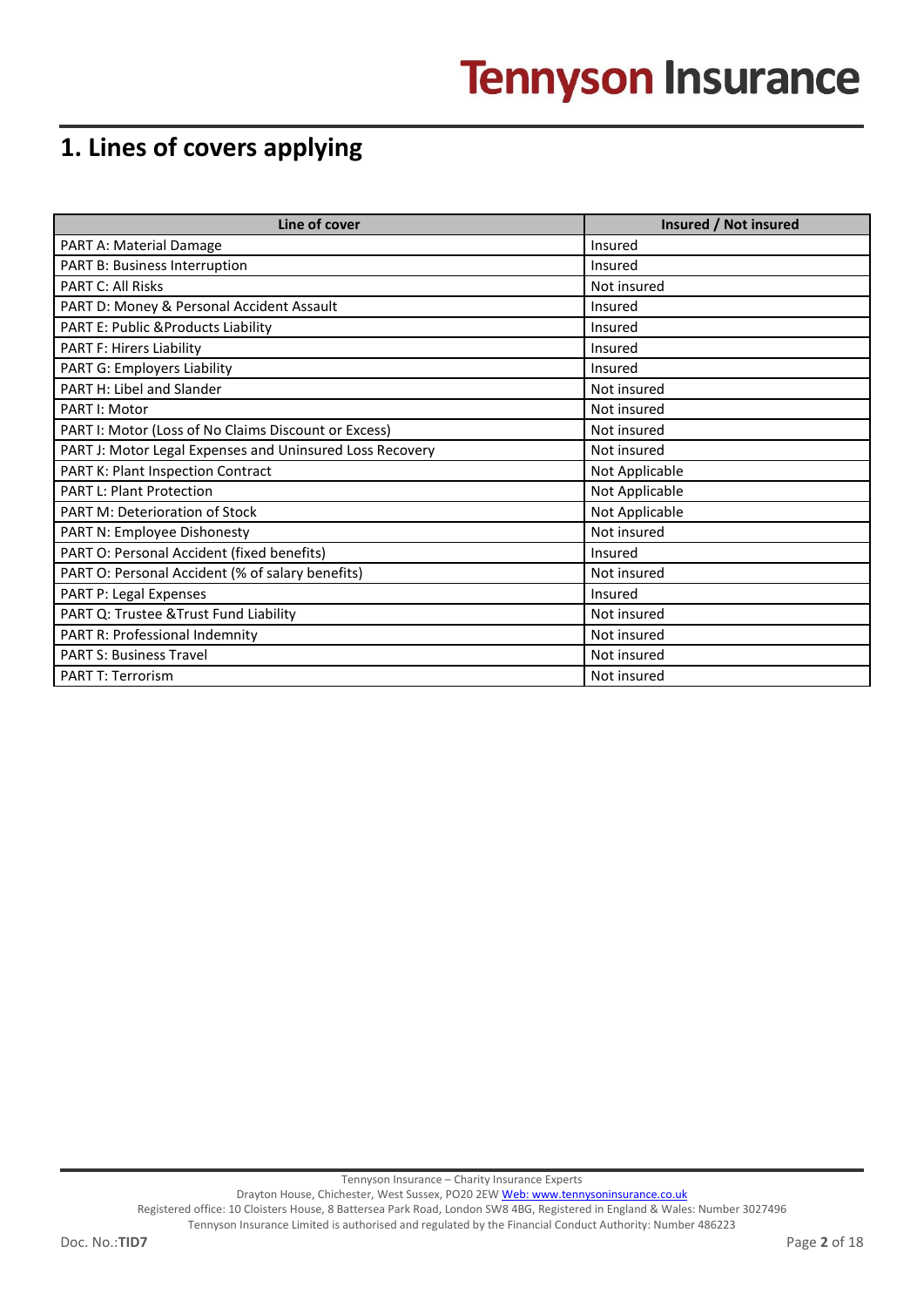# 1. Lines of covers applying

| Line of cover | Insured / Not insured |
|---|---|
| PART A: Material Damage | Insured |
| PART B: Business Interruption | Insured |
| PART C: All Risks | Not insured |
| PART D: Money & Personal Accident Assault | Insured |
| PART E: Public &Products Liability | Insured |
| PART F: Hirers Liability | Insured |
| PART G: Employers Liability | Insured |
| PART H: Libel and Slander | Not insured |
| PART I: Motor | Not insured |
| PART I: Motor (Loss of No Claims Discount or Excess) | Not insured |
| PART J: Motor Legal Expenses and Uninsured Loss Recovery | Not insured |
| PART K: Plant Inspection Contract | Not Applicable |
| PART L: Plant Protection | Not Applicable |
| PART M: Deterioration of Stock | Not Applicable |
| PART N: Employee Dishonesty | Not insured |
| PART O: Personal Accident (fixed benefits) | Insured |
| PART O: Personal Accident (% of salary benefits) | Not insured |
| PART P: Legal Expenses | Insured |
| PART Q: Trustee &Trust Fund Liability | Not insured |
| PART R: Professional Indemnity | Not insured |
| PART S: Business Travel | Not insured |
| PART T: Terrorism | Not insured |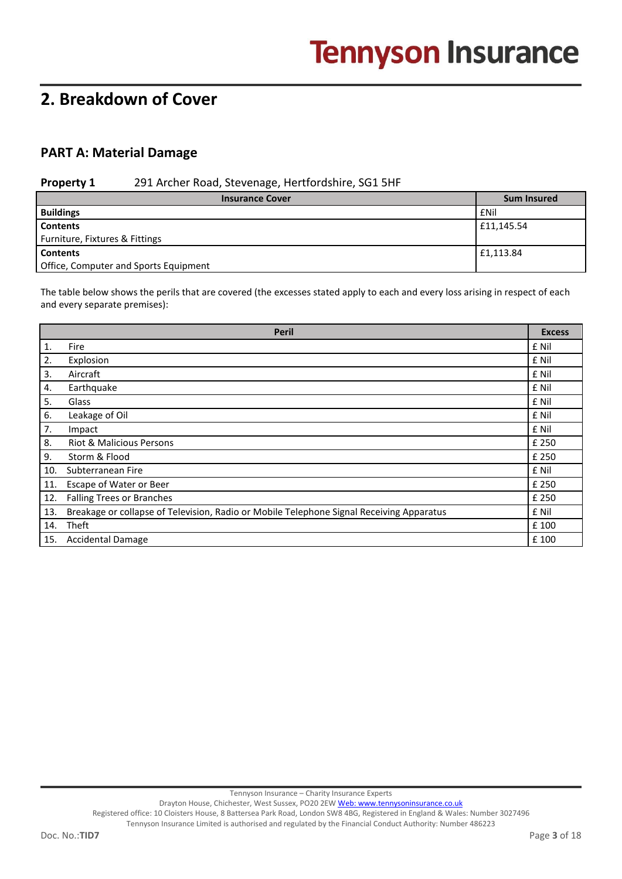# 2. Breakdown of Cover

## PART A: Material Damage

**Property 1** 291 Archer Road, Stevenage, Hertfordshire, SG1 5HF

| Insurance Cover | Sum Insured |
|---|---|
| **Buildings** | £Nil |
| **Contents**<br>Furniture, Fixtures & Fittings | £11,145.54 |
| **Contents**<br>Office, Computer and Sports Equipment | £1,113.84 |

The table below shows the perils that are covered (the excesses stated apply to each and every loss arising in respect of each and every separate premises):

| Peril | Excess |
|---|---|
| 1. Fire | £ Nil |
| 2. Explosion | £ Nil |
| 3. Aircraft | £ Nil |
| 4. Earthquake | £ Nil |
| 5. Glass | £ Nil |
| 6. Leakage of Oil | £ Nil |
| 7. Impact | £ Nil |
| 8. Riot & Malicious Persons | £ 250 |
| 9. Storm & Flood | £ 250 |
| 10. Subterranean Fire | £ Nil |
| 11. Escape of Water or Beer | £ 250 |
| 12. Falling Trees or Branches | £ 250 |
| 13. Breakage or collapse of Television, Radio or Mobile Telephone Signal Receiving Apparatus | £ Nil |
| 14. Theft | £ 100 |
| 15. Accidental Damage | £ 100 |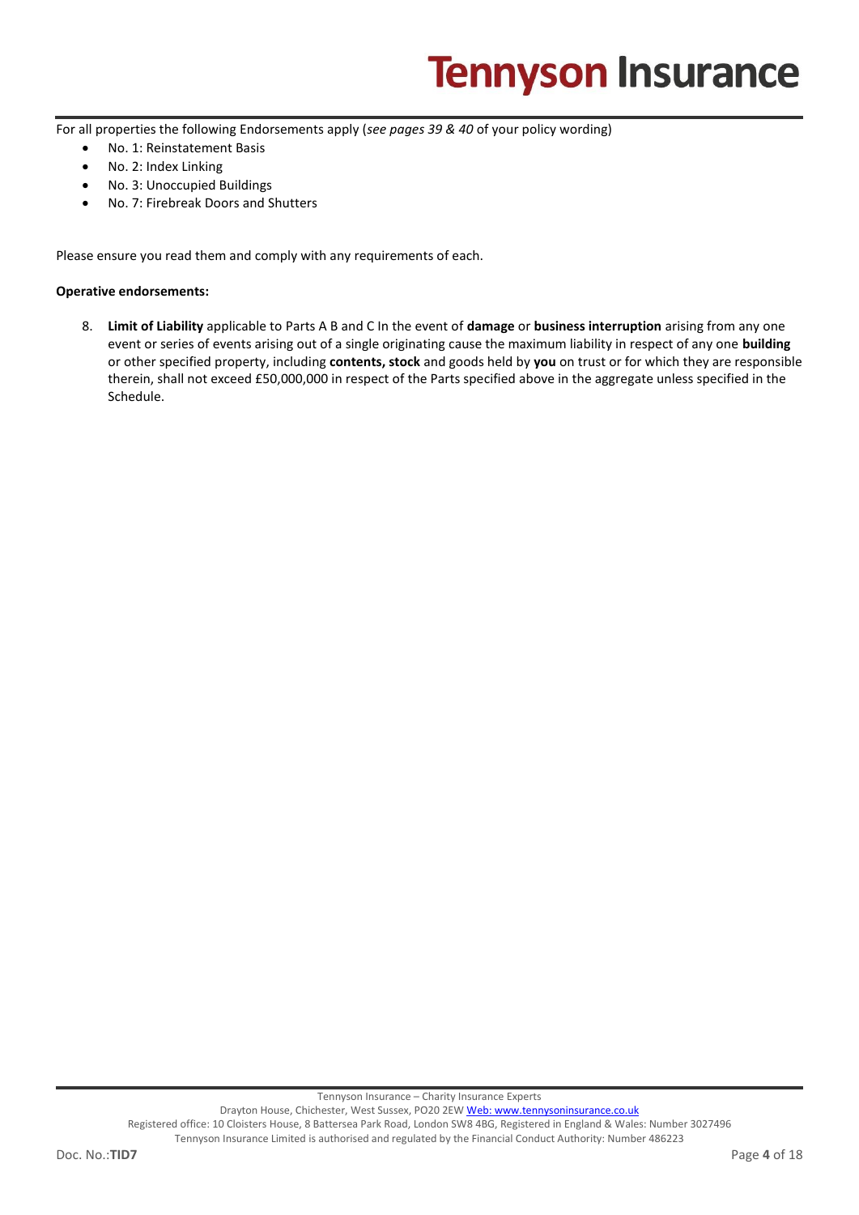For all properties the following Endorsements apply (*see pages 39 & 40* of your policy wording)

- No. 1: Reinstatement Basis
- No. 2: Index Linking
- No. 3: Unoccupied Buildings
- No. 7: Firebreak Doors and Shutters

Please ensure you read them and comply with any requirements of each.

**Operative endorsements:**

8. **Limit of Liability** applicable to Parts A B and C In the event of **damage** or **business interruption** arising from any one event or series of events arising out of a single originating cause the maximum liability in respect of any one **building** or other specified property, including **contents, stock** and goods held by **you** on trust or for which they are responsible therein, shall not exceed £50,000,000 in respect of the Parts specified above in the aggregate unless specified in the Schedule.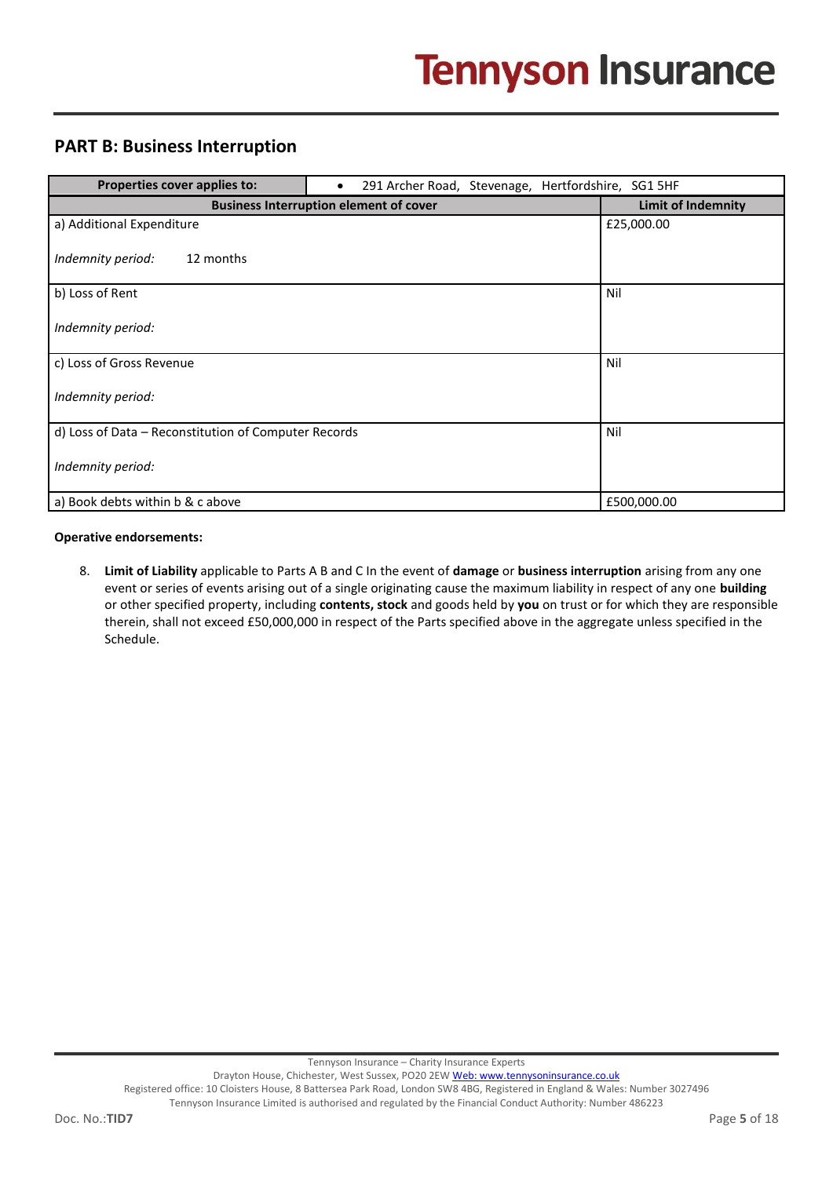## PART B: Business Interruption

| Properties cover applies to: | • 291 Archer Road, Stevenage, Hertfordshire, SG1 5HF |
|---|---|
| **Business Interruption element of cover** | **Limit of Indemnity** |
| a) Additional Expenditure<br><br>*Indemnity period:* 12 months | £25,000.00 |
| b) Loss of Rent<br><br>*Indemnity period:* | Nil |
| c) Loss of Gross Revenue<br><br>*Indemnity period:* | Nil |
| d) Loss of Data – Reconstitution of Computer Records<br><br>*Indemnity period:* | Nil |
| a) Book debts within b & c above | £500,000.00 |

**Operative endorsements:**

8. **Limit of Liability** applicable to Parts A B and C In the event of **damage** or **business interruption** arising from any one event or series of events arising out of a single originating cause the maximum liability in respect of any one **building** or other specified property, including **contents, stock** and goods held by **you** on trust or for which they are responsible therein, shall not exceed £50,000,000 in respect of the Parts specified above in the aggregate unless specified in the Schedule.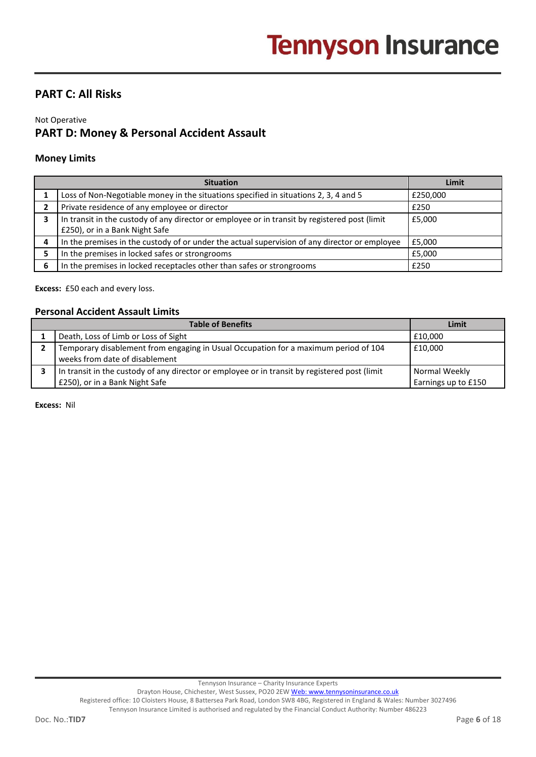## PART C: All Risks

Not Operative

## PART D: Money & Personal Accident Assault

### Money Limits

| | Situation | Limit |
|---|---|---|
| 1 | Loss of Non-Negotiable money in the situations specified in situations 2, 3, 4 and 5 | £250,000 |
| 2 | Private residence of any employee or director | £250 |
| 3 | In transit in the custody of any director or employee or in transit by registered post (limit £250), or in a Bank Night Safe | £5,000 |
| 4 | In the premises in the custody of or under the actual supervision of any director or employee | £5,000 |
| 5 | In the premises in locked safes or strongrooms | £5,000 |
| 6 | In the premises in locked receptacles other than safes or strongrooms | £250 |

**Excess:** £50 each and every loss.

### Personal Accident Assault Limits

| | Table of Benefits | Limit |
|---|---|---|
| 1 | Death, Loss of Limb or Loss of Sight | £10,000 |
| 2 | Temporary disablement from engaging in Usual Occupation for a maximum period of 104 weeks from date of disablement | £10,000 |
| 3 | In transit in the custody of any director or employee or in transit by registered post (limit £250), or in a Bank Night Safe | Normal Weekly Earnings up to £150 |

**Excess:** Nil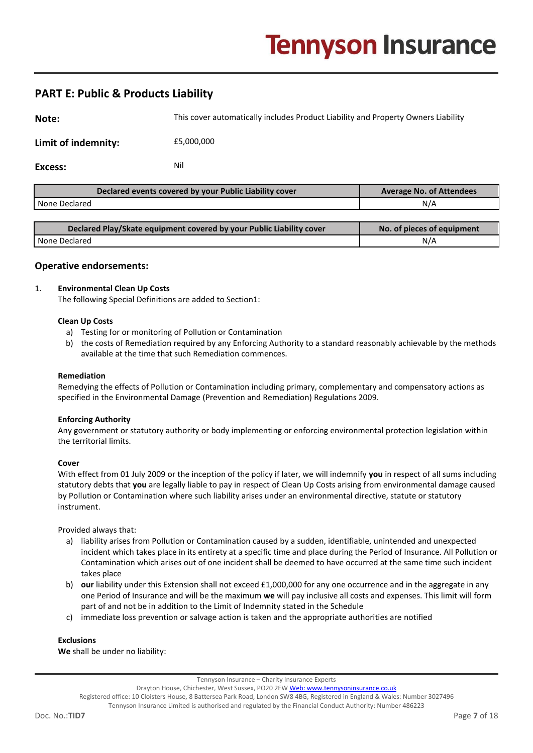## PART E: Public & Products Liability

**Note:** This cover automatically includes Product Liability and Property Owners Liability

**Limit of indemnity:** £5,000,000

**Excess:** Nil

| Declared events covered by your Public Liability cover | Average No. of Attendees |
|---|---|
| None Declared | N/A |

| Declared Play/Skate equipment covered by your Public Liability cover | No. of pieces of equipment |
|---|---|
| None Declared | N/A |

### Operative endorsements:

1. **Environmental Clean Up Costs**
   The following Special Definitions are added to Section1:

   **Clean Up Costs**
   a) Testing for or monitoring of Pollution or Contamination
   b) the costs of Remediation required by any Enforcing Authority to a standard reasonably achievable by the methods available at the time that such Remediation commences.

   **Remediation**
   Remedying the effects of Pollution or Contamination including primary, complementary and compensatory actions as specified in the Environmental Damage (Prevention and Remediation) Regulations 2009.

   **Enforcing Authority**
   Any government or statutory authority or body implementing or enforcing environmental protection legislation within the territorial limits.

   **Cover**
   With effect from 01 July 2009 or the inception of the policy if later, we will indemnify **you** in respect of all sums including statutory debts that **you** are legally liable to pay in respect of Clean Up Costs arising from environmental damage caused by Pollution or Contamination where such liability arises under an environmental directive, statute or statutory instrument.

   Provided always that:
   a) liability arises from Pollution or Contamination caused by a sudden, identifiable, unintended and unexpected incident which takes place in its entirety at a specific time and place during the Period of Insurance. All Pollution or Contamination which arises out of one incident shall be deemed to have occurred at the same time such incident takes place
   b) **our** liability under this Extension shall not exceed £1,000,000 for any one occurrence and in the aggregate in any one Period of Insurance and will be the maximum **we** will pay inclusive all costs and expenses. This limit will form part of and not be in addition to the Limit of Indemnity stated in the Schedule
   c) immediate loss prevention or salvage action is taken and the appropriate authorities are notified

   **Exclusions**
   **We** shall be under no liability: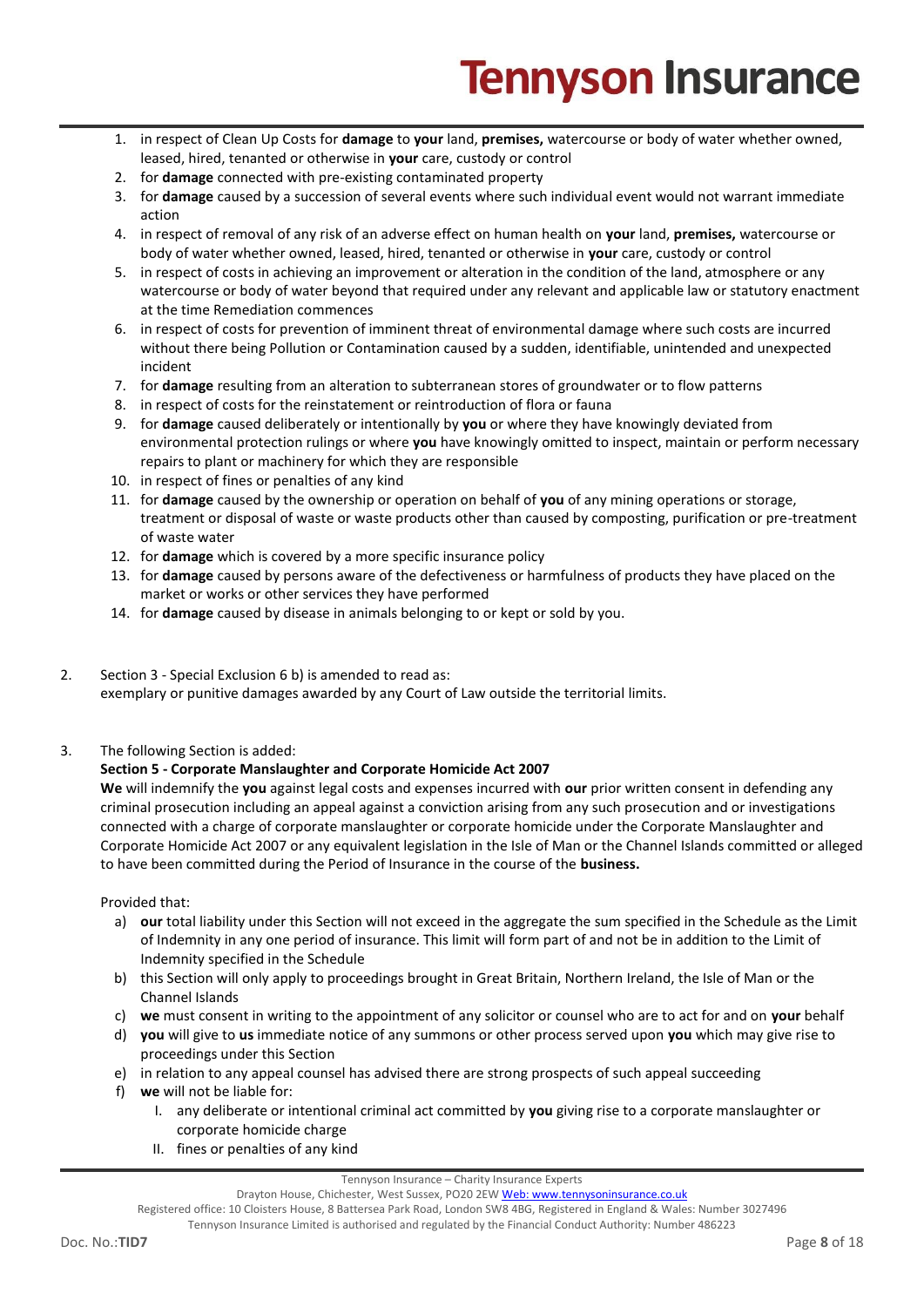1. in respect of Clean Up Costs for **damage** to **your** land, **premises,** watercourse or body of water whether owned, leased, hired, tenanted or otherwise in **your** care, custody or control
2. for **damage** connected with pre-existing contaminated property
3. for **damage** caused by a succession of several events where such individual event would not warrant immediate action
4. in respect of removal of any risk of an adverse effect on human health on **your** land, **premises,** watercourse or body of water whether owned, leased, hired, tenanted or otherwise in **your** care, custody or control
5. in respect of costs in achieving an improvement or alteration in the condition of the land, atmosphere or any watercourse or body of water beyond that required under any relevant and applicable law or statutory enactment at the time Remediation commences
6. in respect of costs for prevention of imminent threat of environmental damage where such costs are incurred without there being Pollution or Contamination caused by a sudden, identifiable, unintended and unexpected incident
7. for **damage** resulting from an alteration to subterranean stores of groundwater or to flow patterns
8. in respect of costs for the reinstatement or reintroduction of flora or fauna
9. for **damage** caused deliberately or intentionally by **you** or where they have knowingly deviated from environmental protection rulings or where **you** have knowingly omitted to inspect, maintain or perform necessary repairs to plant or machinery for which they are responsible
10. in respect of fines or penalties of any kind
11. for **damage** caused by the ownership or operation on behalf of **you** of any mining operations or storage, treatment or disposal of waste or waste products other than caused by composting, purification or pre-treatment of waste water
12. for **damage** which is covered by a more specific insurance policy
13. for **damage** caused by persons aware of the defectiveness or harmfulness of products they have placed on the market or works or other services they have performed
14. for **damage** caused by disease in animals belonging to or kept or sold by you.

2. Section 3 - Special Exclusion 6 b) is amended to read as:
   exemplary or punitive damages awarded by any Court of Law outside the territorial limits.

3. The following Section is added:

   **Section 5 - Corporate Manslaughter and Corporate Homicide Act 2007**

   **We** will indemnify the **you** against legal costs and expenses incurred with **our** prior written consent in defending any criminal prosecution including an appeal against a conviction arising from any such prosecution and or investigations connected with a charge of corporate manslaughter or corporate homicide under the Corporate Manslaughter and Corporate Homicide Act 2007 or any equivalent legislation in the Isle of Man or the Channel Islands committed or alleged to have been committed during the Period of Insurance in the course of the **business.**

   Provided that:

   a) **our** total liability under this Section will not exceed in the aggregate the sum specified in the Schedule as the Limit of Indemnity in any one period of insurance. This limit will form part of and not be in addition to the Limit of Indemnity specified in the Schedule
   b) this Section will only apply to proceedings brought in Great Britain, Northern Ireland, the Isle of Man or the Channel Islands
   c) **we** must consent in writing to the appointment of any solicitor or counsel who are to act for and on **your** behalf
   d) **you** will give to **us** immediate notice of any summons or other process served upon **you** which may give rise to proceedings under this Section
   e) in relation to any appeal counsel has advised there are strong prospects of such appeal succeeding
   f) **we** will not be liable for:
      I. any deliberate or intentional criminal act committed by **you** giving rise to a corporate manslaughter or corporate homicide charge
      II. fines or penalties of any kind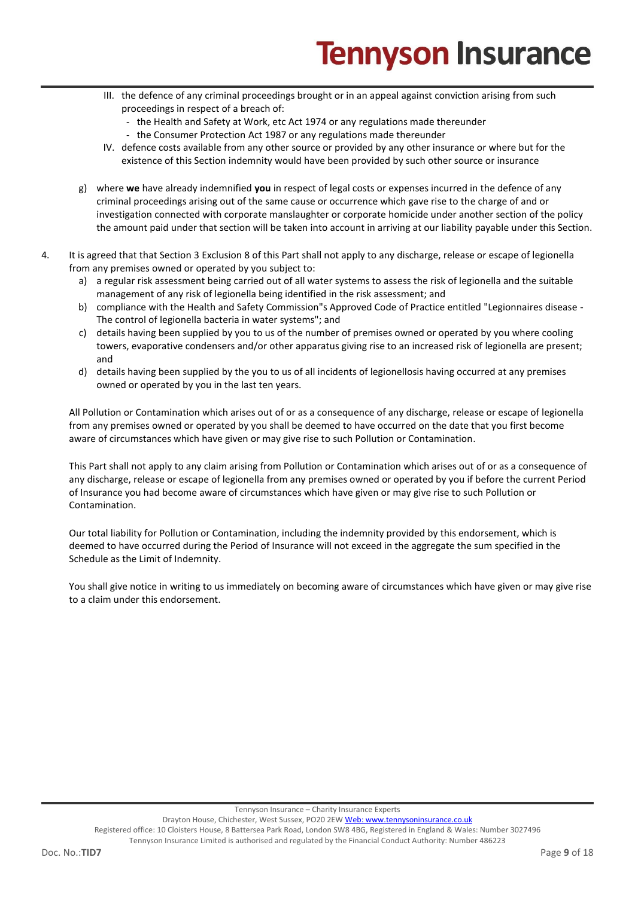III. the defence of any criminal proceedings brought or in an appeal against conviction arising from such proceedings in respect of a breach of:
   - the Health and Safety at Work, etc Act 1974 or any regulations made thereunder
   - the Consumer Protection Act 1987 or any regulations made thereunder

IV. defence costs available from any other source or provided by any other insurance or where but for the existence of this Section indemnity would have been provided by such other source or insurance

g) where **we** have already indemnified **you** in respect of legal costs or expenses incurred in the defence of any criminal proceedings arising out of the same cause or occurrence which gave rise to the charge of and or investigation connected with corporate manslaughter or corporate homicide under another section of the policy the amount paid under that section will be taken into account in arriving at our liability payable under this Section.

4. It is agreed that that Section 3 Exclusion 8 of this Part shall not apply to any discharge, release or escape of legionella from any premises owned or operated by you subject to:
   a) a regular risk assessment being carried out of all water systems to assess the risk of legionella and the suitable management of any risk of legionella being identified in the risk assessment; and
   b) compliance with the Health and Safety Commission"s Approved Code of Practice entitled "Legionnaires disease - The control of legionella bacteria in water systems"; and
   c) details having been supplied by you to us of the number of premises owned or operated by you where cooling towers, evaporative condensers and/or other apparatus giving rise to an increased risk of legionella are present; and
   d) details having been supplied by the you to us of all incidents of legionellosis having occurred at any premises owned or operated by you in the last ten years.

   All Pollution or Contamination which arises out of or as a consequence of any discharge, release or escape of legionella from any premises owned or operated by you shall be deemed to have occurred on the date that you first become aware of circumstances which have given or may give rise to such Pollution or Contamination.

   This Part shall not apply to any claim arising from Pollution or Contamination which arises out of or as a consequence of any discharge, release or escape of legionella from any premises owned or operated by you if before the current Period of Insurance you had become aware of circumstances which have given or may give rise to such Pollution or Contamination.

   Our total liability for Pollution or Contamination, including the indemnity provided by this endorsement, which is deemed to have occurred during the Period of Insurance will not exceed in the aggregate the sum specified in the Schedule as the Limit of Indemnity.

   You shall give notice in writing to us immediately on becoming aware of circumstances which have given or may give rise to a claim under this endorsement.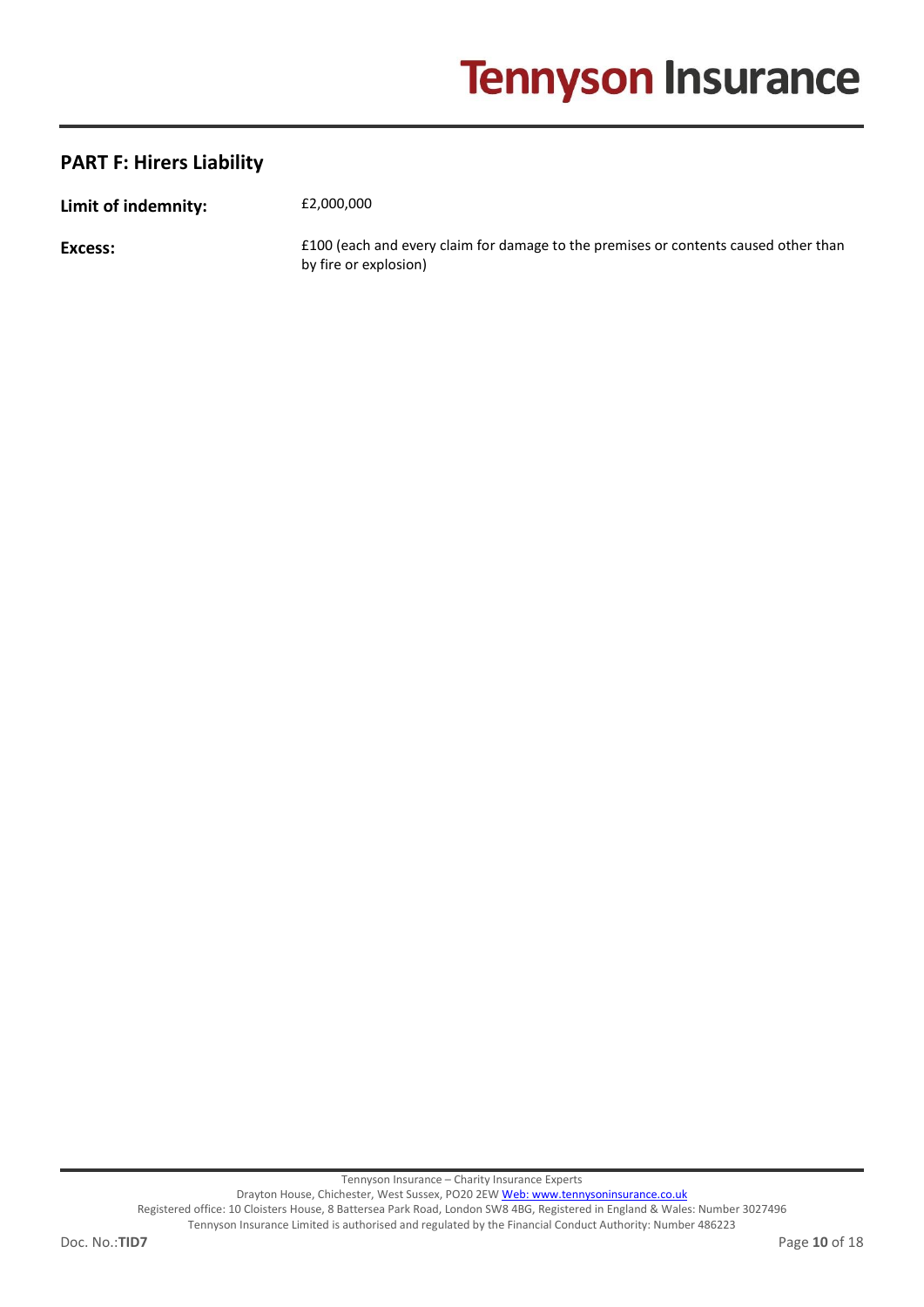## PART F: Hirers Liability

**Limit of indemnity:** £2,000,000

**Excess:** £100 (each and every claim for damage to the premises or contents caused other than by fire or explosion)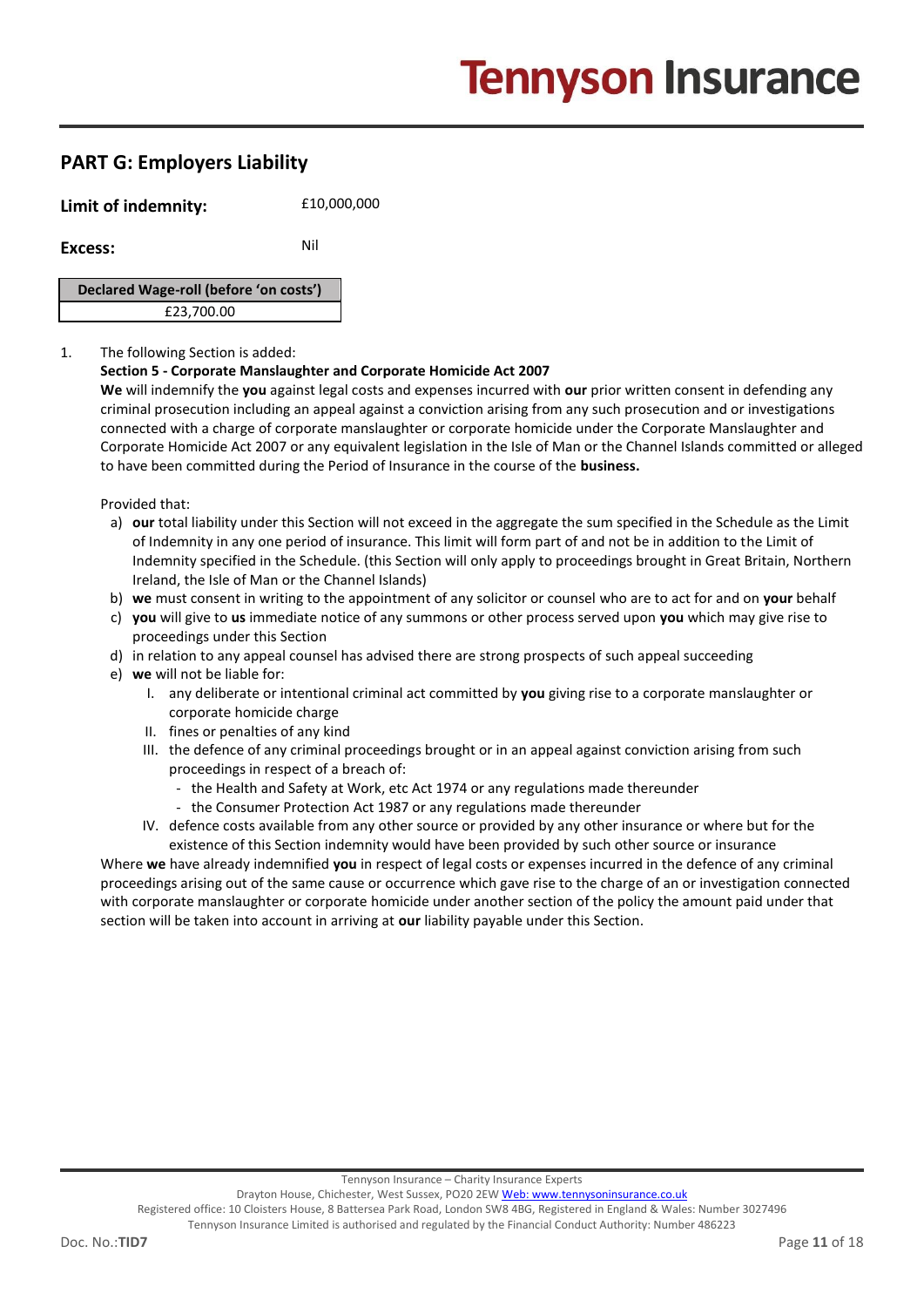## PART G: Employers Liability

**Limit of indemnity:** £10,000,000

**Excess:** Nil

| Declared Wage-roll (before 'on costs') |
|---|
| £23,700.00 |

1. The following Section is added:

   **Section 5 - Corporate Manslaughter and Corporate Homicide Act 2007**

   **We** will indemnify the **you** against legal costs and expenses incurred with **our** prior written consent in defending any criminal prosecution including an appeal against a conviction arising from any such prosecution and or investigations connected with a charge of corporate manslaughter or corporate homicide under the Corporate Manslaughter and Corporate Homicide Act 2007 or any equivalent legislation in the Isle of Man or the Channel Islands committed or alleged to have been committed during the Period of Insurance in the course of the **business.**

   Provided that:

   a) **our** total liability under this Section will not exceed in the aggregate the sum specified in the Schedule as the Limit of Indemnity in any one period of insurance. This limit will form part of and not be in addition to the Limit of Indemnity specified in the Schedule. (this Section will only apply to proceedings brought in Great Britain, Northern Ireland, the Isle of Man or the Channel Islands)
   b) **we** must consent in writing to the appointment of any solicitor or counsel who are to act for and on **your** behalf
   c) **you** will give to **us** immediate notice of any summons or other process served upon **you** which may give rise to proceedings under this Section
   d) in relation to any appeal counsel has advised there are strong prospects of such appeal succeeding
   e) **we** will not be liable for:
      I. any deliberate or intentional criminal act committed by **you** giving rise to a corporate manslaughter or corporate homicide charge
      II. fines or penalties of any kind
      III. the defence of any criminal proceedings brought or in an appeal against conviction arising from such proceedings in respect of a breach of:
         - the Health and Safety at Work, etc Act 1974 or any regulations made thereunder
         - the Consumer Protection Act 1987 or any regulations made thereunder
      IV. defence costs available from any other source or provided by any other insurance or where but for the existence of this Section indemnity would have been provided by such other source or insurance

   Where **we** have already indemnified **you** in respect of legal costs or expenses incurred in the defence of any criminal proceedings arising out of the same cause or occurrence which gave rise to the charge of an or investigation connected with corporate manslaughter or corporate homicide under another section of the policy the amount paid under that section will be taken into account in arriving at **our** liability payable under this Section.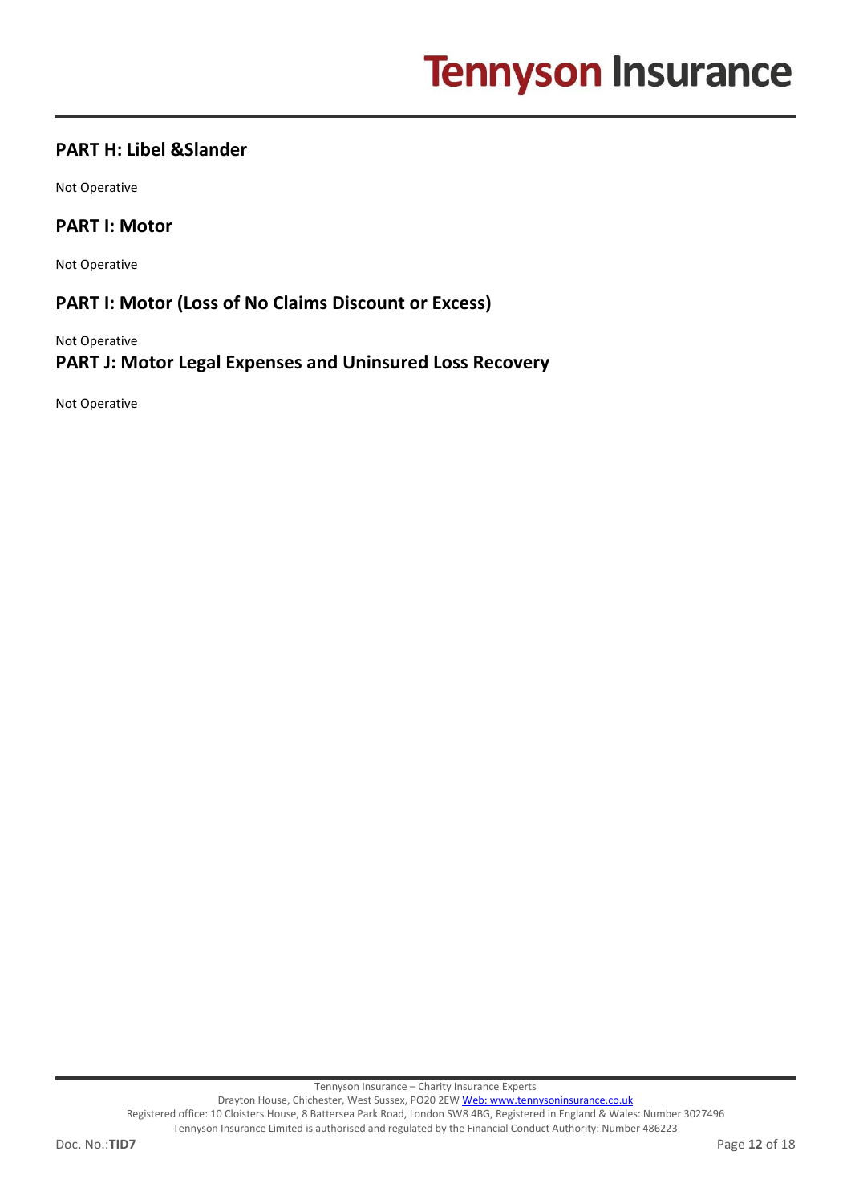## PART H: Libel &Slander

Not Operative

## PART I: Motor

Not Operative

## PART I: Motor (Loss of No Claims Discount or Excess)

Not Operative

## PART J: Motor Legal Expenses and Uninsured Loss Recovery

Not Operative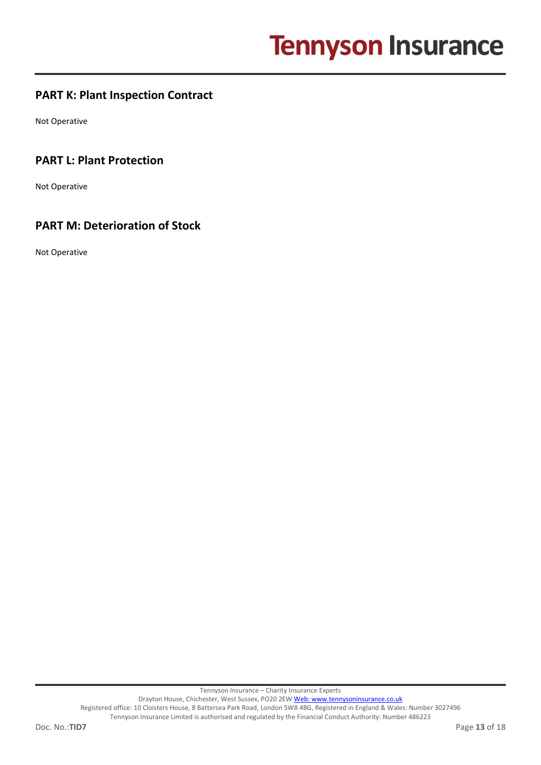## PART K: Plant Inspection Contract

Not Operative

## PART L: Plant Protection

Not Operative

## PART M: Deterioration of Stock

Not Operative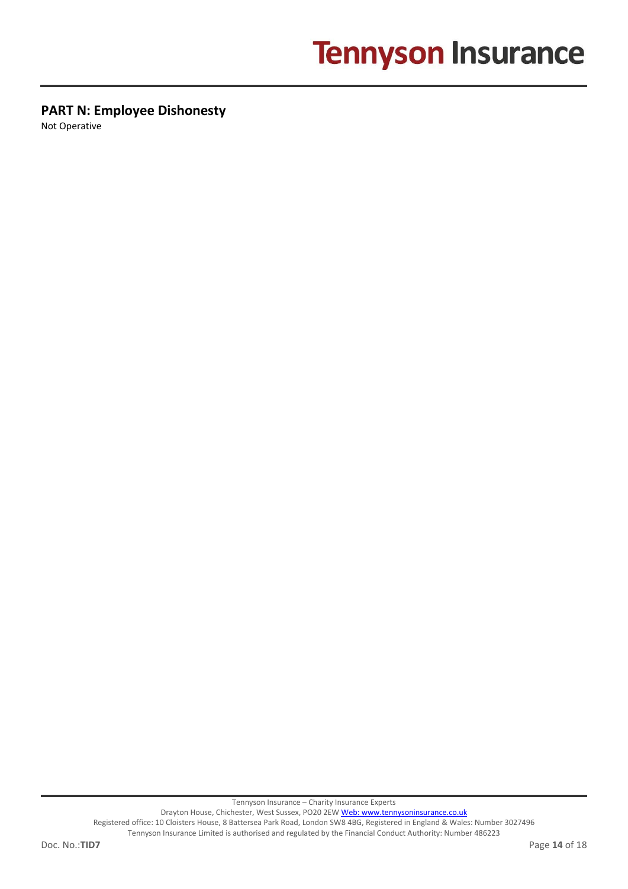## PART N: Employee Dishonesty

Not Operative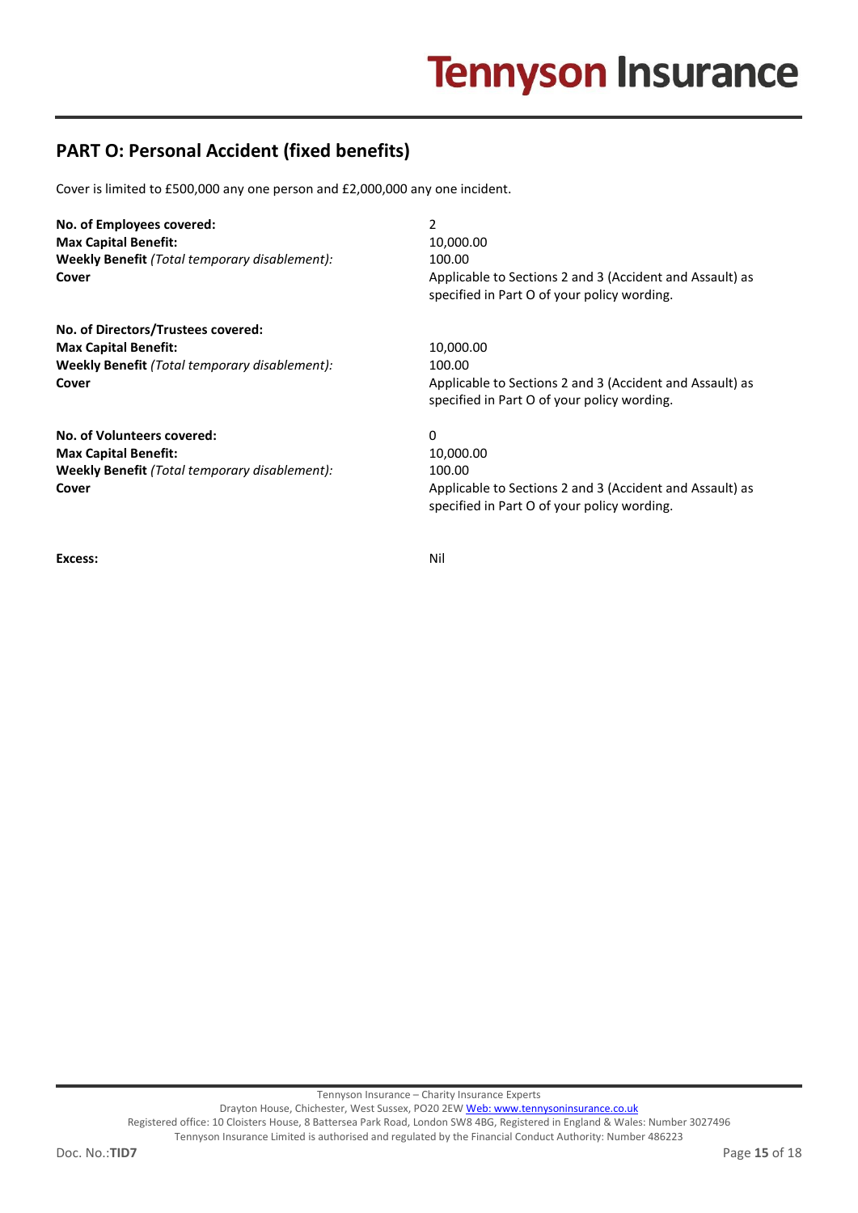## PART O: Personal Accident (fixed benefits)

Cover is limited to £500,000 any one person and £2,000,000 any one incident.

| | |
|---|---|
| **No. of Employees covered:** | 2 |
| **Max Capital Benefit:** | 10,000.00 |
| **Weekly Benefit** *(Total temporary disablement):* | 100.00 |
| **Cover** | Applicable to Sections 2 and 3 (Accident and Assault) as specified in Part O of your policy wording. |
| **No. of Directors/Trustees covered:** | |
| **Max Capital Benefit:** | 10,000.00 |
| **Weekly Benefit** *(Total temporary disablement):* | 100.00 |
| **Cover** | Applicable to Sections 2 and 3 (Accident and Assault) as specified in Part O of your policy wording. |
| **No. of Volunteers covered:** | 0 |
| **Max Capital Benefit:** | 10,000.00 |
| **Weekly Benefit** *(Total temporary disablement):* | 100.00 |
| **Cover** | Applicable to Sections 2 and 3 (Accident and Assault) as specified in Part O of your policy wording. |
| **Excess:** | Nil |

Tennyson Insurance – Charity Insurance Experts
Drayton House, Chichester, West Sussex, PO20 2EW Web: www.tennysoninsurance.co.uk
Registered office: 10 Cloisters House, 8 Battersea Park Road, London SW8 4BG, Registered in England & Wales: Number 3027496
Tennyson Insurance Limited is authorised and regulated by the Financial Conduct Authority: Number 486223

Doc. No.:**TID7**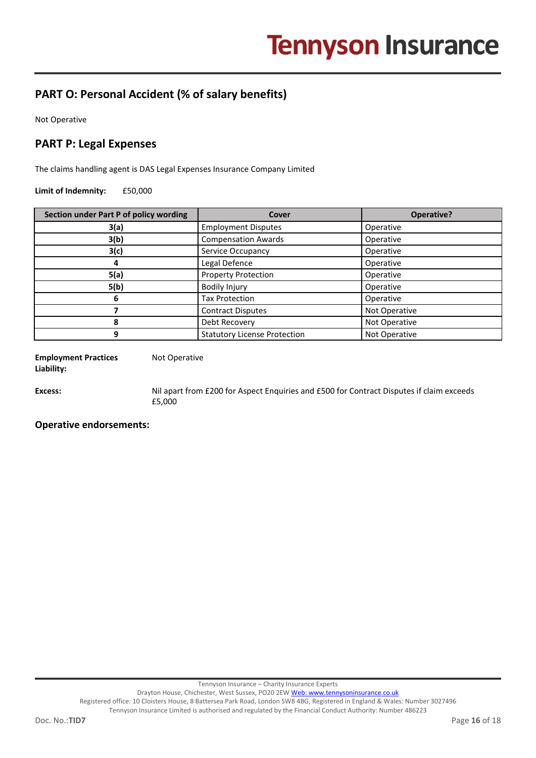## PART O: Personal Accident (% of salary benefits)

Not Operative

## PART P: Legal Expenses

The claims handling agent is DAS Legal Expenses Insurance Company Limited

**Limit of Indemnity:** £50,000

| Section under Part P of policy wording | Cover | Operative? |
|---|---|---|
| **3(a)** | Employment Disputes | Operative |
| **3(b)** | Compensation Awards | Operative |
| **3(c)** | Service Occupancy | Operative |
| **4** | Legal Defence | Operative |
| **5(a)** | Property Protection | Operative |
| **5(b)** | Bodily Injury | Operative |
| **6** | Tax Protection | Operative |
| **7** | Contract Disputes | Not Operative |
| **8** | Debt Recovery | Not Operative |
| **9** | Statutory License Protection | Not Operative |

**Employment Practices Liability:** Not Operative

**Excess:** Nil apart from £200 for Aspect Enquiries and £500 for Contract Disputes if claim exceeds £5,000

### Operative endorsements: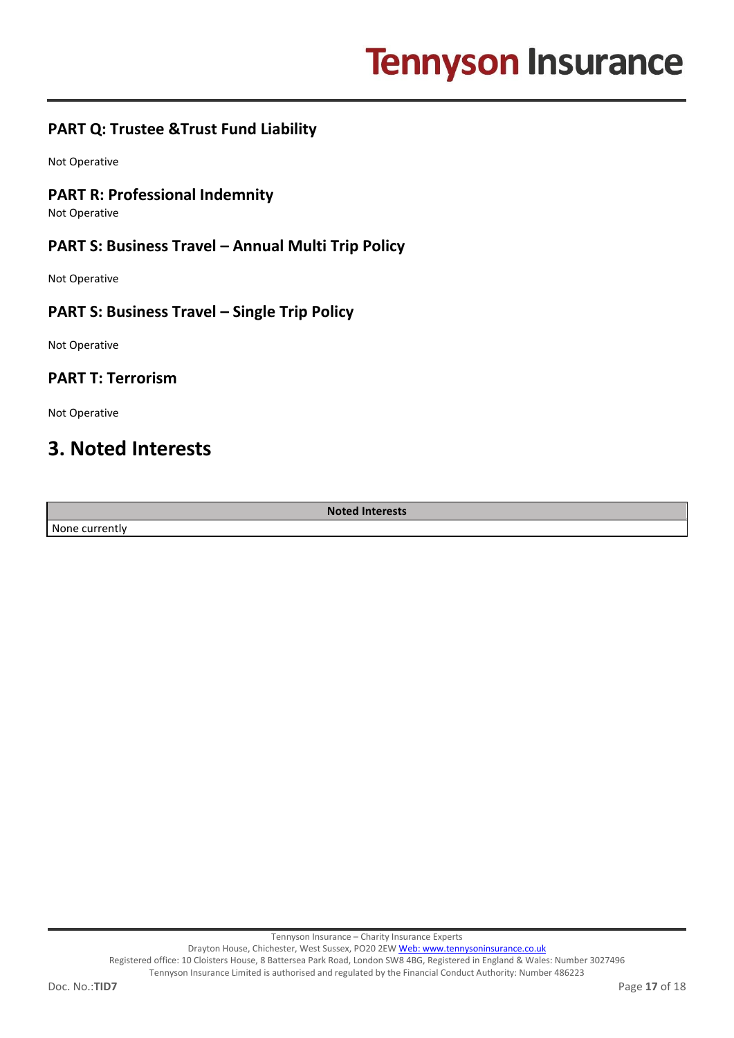## PART Q: Trustee &Trust Fund Liability

Not Operative

## PART R: Professional Indemnity

Not Operative

## PART S: Business Travel – Annual Multi Trip Policy

Not Operative

## PART S: Business Travel – Single Trip Policy

Not Operative

## PART T: Terrorism

Not Operative

# 3. Noted Interests

| Noted Interests |
|---|
| None currently |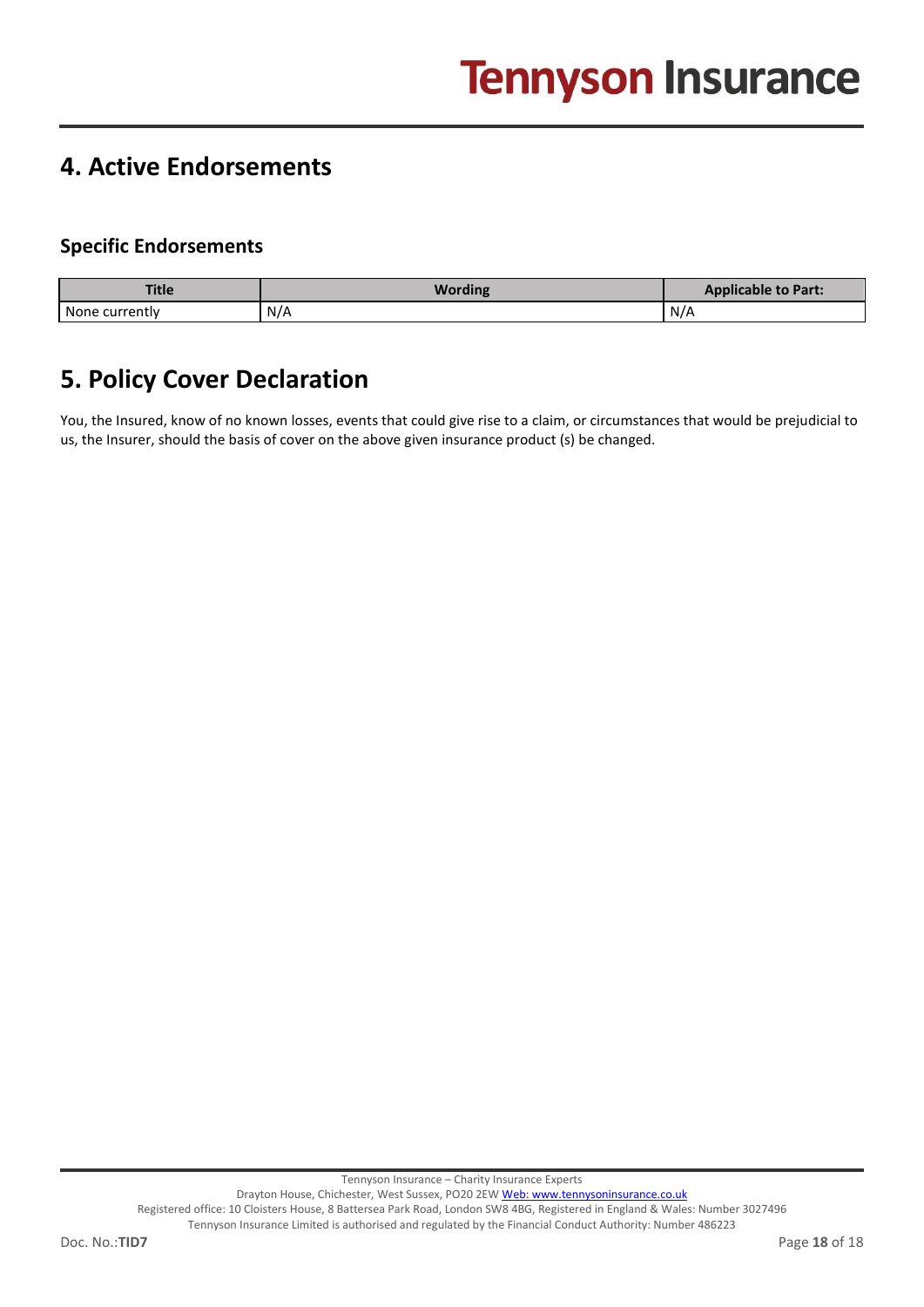## 4. Active Endorsements

### Specific Endorsements

| Title | Wording | Applicable to Part: |
|---|---|---|
| None currently | N/A | N/A |

## 5. Policy Cover Declaration

You, the Insured, know of no known losses, events that could give rise to a claim, or circumstances that would be prejudicial to us, the Insurer, should the basis of cover on the above given insurance product (s) be changed.